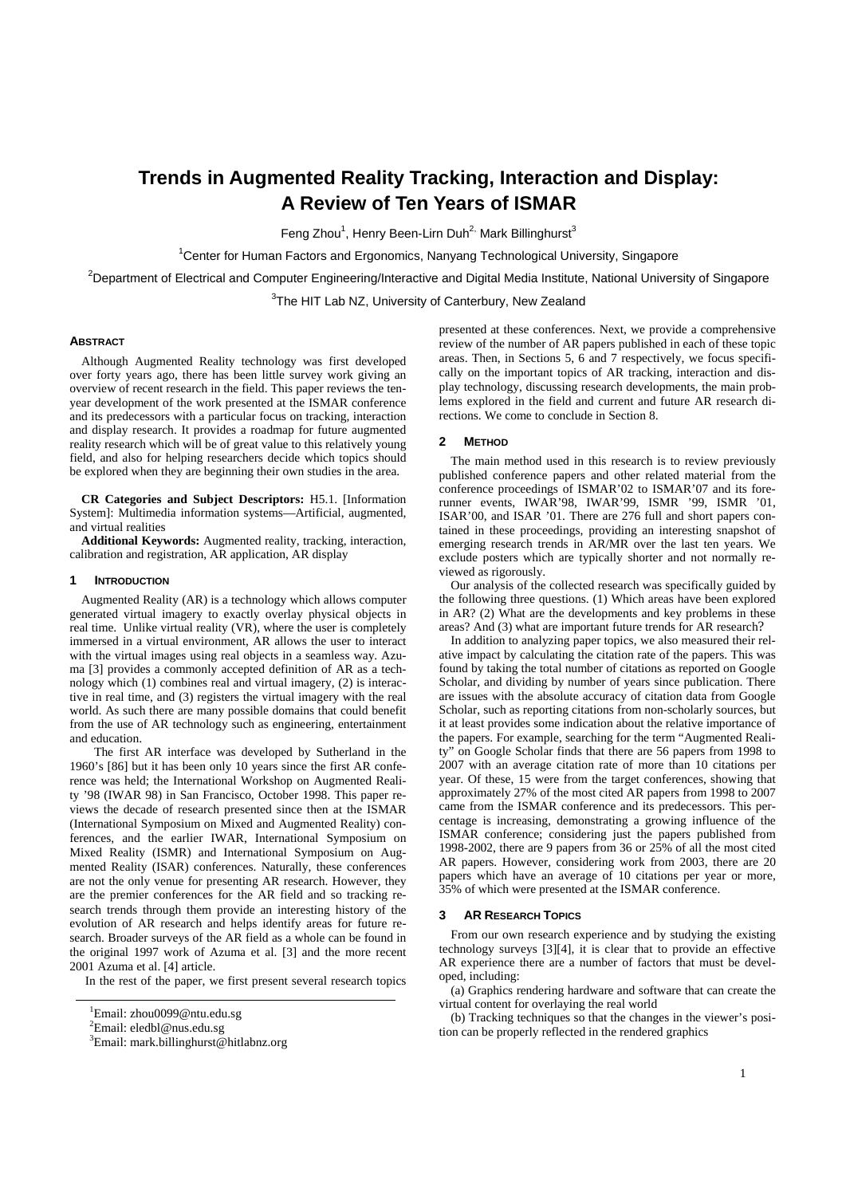# Trends in Augmented Reality Tracking, Interaction and Display: A Review of Ten Years of ISMAR

Feng Zhou[1], Henry Been-Lirn Duh[2], Mark Billinghurst[3]

[1]Center for Human Factors and Ergonomics, Nanyang Technological University, Singapore

[2]Department of Electrical and Computer Engineering/Interactive and Digital Media Institute, National University of Singapore

[3]The HIT Lab NZ, University of Canterbury, New Zealand

## Abstract

Although Augmented Reality technology was first developed over forty years ago, there has been little survey work giving an overview of recent research in the field. This paper reviews the ten-year development of the work presented at the ISMAR conference and its predecessors with a particular focus on tracking, interaction and display research. It provides a roadmap for future augmented reality research which will be of great value to this relatively young field, and also for helping researchers decide which topics should be explored when they are beginning their own studies in the area.

**CR Categories and Subject Descriptors:** H5.1. [Information System]: Multimedia information systems—Artificial, augmented, and virtual realities

**Additional Keywords:** Augmented reality, tracking, interaction, calibration and registration, AR application, AR display

## 1 Introduction

Augmented Reality (AR) is a technology which allows computer generated virtual imagery to exactly overlay physical objects in real time. Unlike virtual reality (VR), where the user is completely immersed in a virtual environment, AR allows the user to interact with the virtual images using real objects in a seamless way. Azuma [3] provides a commonly accepted definition of AR as a technology which (1) combines real and virtual imagery, (2) is interactive in real time, and (3) registers the virtual imagery with the real world. As such there are many possible domains that could benefit from the use of AR technology such as engineering, entertainment and education.

The first AR interface was developed by Sutherland in the 1960's [86] but it has been only 10 years since the first AR conference was held; the International Workshop on Augmented Reality '98 (IWAR 98) in San Francisco, October 1998. This paper reviews the decade of research presented since then at the ISMAR (International Symposium on Mixed and Augmented Reality) conferences, and the earlier IWAR, International Symposium on Mixed Reality (ISMR) and International Symposium on Augmented Reality (ISAR) conferences. Naturally, these conferences are not the only venue for presenting AR research. However, they are the premier conferences for the AR field and so tracking research trends through them provide an interesting history of the evolution of AR research and helps identify areas for future research. Broader surveys of the AR field as a whole can be found in the original 1997 work of Azuma et al. [3] and the more recent 2001 Azuma et al. [4] article.

In the rest of the paper, we first present several research topics presented at these conferences. Next, we provide a comprehensive review of the number of AR papers published in each of these topic areas. Then, in Sections 5, 6 and 7 respectively, we focus specifically on the important topics of AR tracking, interaction and display technology, discussing research developments, the main problems explored in the field and current and future AR research directions. We come to conclude in Section 8.

## 2 Method

The main method used in this research is to review previously published conference papers and other related material from the conference proceedings of ISMAR'02 to ISMAR'07 and its forerunner events, IWAR'98, IWAR'99, ISMR '99, ISMR '01, ISAR'00, and ISAR '01. There are 276 full and short papers contained in these proceedings, providing an interesting snapshot of emerging research trends in AR/MR over the last ten years. We exclude posters which are typically shorter and not normally reviewed as rigorously.

Our analysis of the collected research was specifically guided by the following three questions. (1) Which areas have been explored in AR? (2) What are the developments and key problems in these areas? And (3) what are important future trends for AR research?

In addition to analyzing paper topics, we also measured their relative impact by calculating the citation rate of the papers. This was found by taking the total number of citations as reported on Google Scholar, and dividing by number of years since publication. There are issues with the absolute accuracy of citation data from Google Scholar, such as reporting citations from non-scholarly sources, but it at least provides some indication about the relative importance of the papers. For example, searching for the term "Augmented Reality" on Google Scholar finds that there are 56 papers from 1998 to 2007 with an average citation rate of more than 10 citations per year. Of these, 15 were from the target conferences, showing that approximately 27% of the most cited AR papers from 1998 to 2007 came from the ISMAR conference and its predecessors. This percentage is increasing, demonstrating a growing influence of the ISMAR conference; considering just the papers published from 1998-2002, there are 9 papers from 36 or 25% of all the most cited AR papers. However, considering work from 2003, there are 20 papers which have an average of 10 citations per year or more, 35% of which were presented at the ISMAR conference.

## 3 AR Research Topics

From our own research experience and by studying the existing technology surveys [3][4], it is clear that to provide an effective AR experience there are a number of factors that must be developed, including:

(a) Graphics rendering hardware and software that can create the virtual content for overlaying the real world

(b) Tracking techniques so that the changes in the viewer's position can be properly reflected in the rendered graphics

---

[1]Email: zhou0099@ntu.edu.sg

[2]Email: eledbl@nus.edu.sg

[3]Email: mark.billinghurst@hitlabnz.org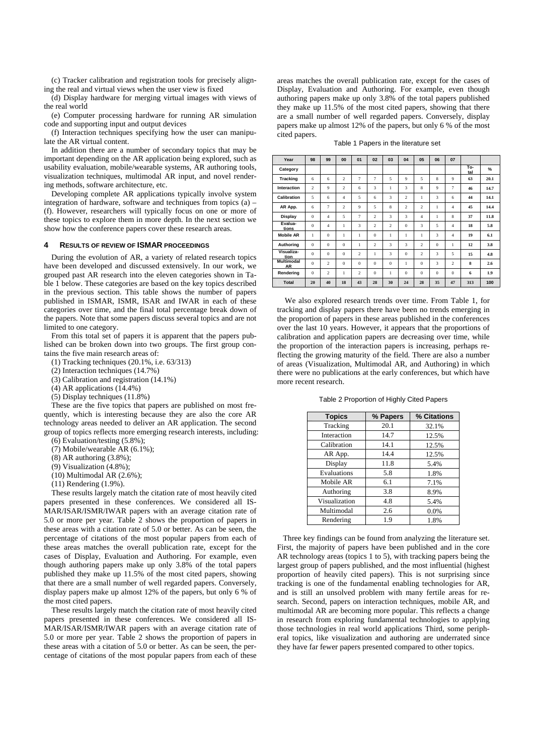(c) Tracker calibration and registration tools for precisely aligning the real and virtual views when the user view is fixed

(d) Display hardware for merging virtual images with views of the real world

(e) Computer processing hardware for running AR simulation code and supporting input and output devices

(f) Interaction techniques specifying how the user can manipulate the AR virtual content.

In addition there are a number of secondary topics that may be important depending on the AR application being explored, such as usability evaluation, mobile/wearable systems, AR authoring tools, visualization techniques, multimodal AR input, and novel rendering methods, software architecture, etc.

Developing complete AR applications typically involve system integration of hardware, software and techniques from topics (a) – (f). However, researchers will typically focus on one or more of these topics to explore them in more depth. In the next section we show how the conference papers cover these research areas.

## 4 RESULTS OF REVIEW OF ISMAR PROCEEDINGS

During the evolution of AR, a variety of related research topics have been developed and discussed extensively. In our work, we grouped past AR research into the eleven categories shown in Table 1 below. These categories are based on the key topics described in the previous section. This table shows the number of papers published in ISMAR, ISMR, ISAR and IWAR in each of these categories over time, and the final total percentage break down of the papers. Note that some papers discuss several topics and are not limited to one category.

From this total set of papers it is apparent that the papers published can be broken down into two groups. The first group contains the five main research areas of:

(1) Tracking techniques (20.1%, i.e. 63/313)

(2) Interaction techniques (14.7%)

(3) Calibration and registration (14.1%)

(4) AR applications (14.4%)

(5) Display techniques (11.8%)

These are the five topics that papers are published on most frequently, which is interesting because they are also the core AR technology areas needed to deliver an AR application. The second group of topics reflects more emerging research interests, including:

(6) Evaluation/testing (5.8%);

(7) Mobile/wearable AR (6.1%);

(8) AR authoring (3.8%);

(9) Visualization (4.8%);

(10) Multimodal AR (2.6%);

(11) Rendering (1.9%).

These results largely match the citation rate of most heavily cited papers presented in these conferences. We considered all ISMAR/ISAR/ISMR/IWAR papers with an average citation rate of 5.0 or more per year. Table 2 shows the proportion of papers in these areas with a citation rate of 5.0 or better. As can be seen, the percentage of citations of the most popular papers from each of these areas matches the overall publication rate, except for the cases of Display, Evaluation and Authoring. For example, even though authoring papers make up only 3.8% of the total papers published they make up 11.5% of the most cited papers, showing that there are a small number of well regarded papers. Conversely, display papers make up almost 12% of the papers, but only 6 % of the most cited papers.

These results largely match the citation rate of most heavily cited papers presented in these conferences. We considered all ISMAR/ISAR/ISMR/IWAR papers with an average citation rate of 5.0 or more per year. Table 2 shows the proportion of papers in these areas with a citation of 5.0 or better. As can be seen, the percentage of citations of the most popular papers from each of these areas matches the overall publication rate, except for the cases of Display, Evaluation and Authoring. For example, even though authoring papers make up only 3.8% of the total papers published they make up 11.5% of the most cited papers, showing that there are a small number of well regarded papers. Conversely, display papers make up almost 12% of the papers, but only 6 % of the most cited papers.

Table 1 Papers in the literature set

| Year | 98 | 99 | 00 | 01 | 02 | 03 | 04 | 05 | 06 | 07 | | |
|---|---|---|---|---|---|---|---|---|---|---|---|---|
| Category | | | | | | | | | | | Total | % |
| Tracking | 6 | 6 | 2 | 7 | 7 | 5 | 9 | 5 | 8 | 9 | 63 | 20.1 |
| Interaction | 2 | 9 | 2 | 6 | 3 | 1 | 3 | 8 | 9 | 7 | 46 | 14.7 |
| Calibration | 5 | 6 | 4 | 5 | 6 | 3 | 2 | 1 | 3 | 6 | 44 | 14.1 |
| AR App. | 6 | 7 | 2 | 9 | 5 | 8 | 2 | 2 | 1 | 4 | 45 | 14.4 |
| Display | 0 | 4 | 5 | 7 | 2 | 3 | 3 | 4 | 1 | 8 | 37 | 11.8 |
| Evaluations | 0 | 4 | 1 | 3 | 2 | 2 | 0 | 3 | 5 | 4 | 18 | 5.8 |
| Mobile AR | 1 | 0 | 1 | 1 | 0 | 1 | 1 | 1 | 3 | 4 | 19 | 6.1 |
| Authoring | 0 | 0 | 0 | 1 | 2 | 3 | 3 | 2 | 0 | 1 | 12 | 3.8 |
| Visualization | 0 | 0 | 0 | 2 | 1 | 3 | 0 | 2 | 3 | 5 | 15 | 4.8 |
| Multimodal AR | 0 | 2 | 0 | 0 | 0 | 0 | 1 | 0 | 3 | 2 | 8 | 2.6 |
| Rendering | 0 | 2 | 1 | 2 | 0 | 1 | 0 | 0 | 0 | 0 | 6 | 1.9 |
| Total | 20 | 40 | 18 | 43 | 28 | 30 | 24 | 28 | 35 | 47 | 313 | 100 |

We also explored research trends over time. From Table 1, for tracking and display papers there have been no trends emerging in the proportion of papers in these areas published in the conferences over the last 10 years. However, it appears that the proportions of calibration and application papers are decreasing over time, while the proportion of the interaction papers is increasing, perhaps reflecting the growing maturity of the field. There are also a number of areas (Visualization, Multimodal AR, and Authoring) in which there were no publications at the early conferences, but which have more recent research.

Table 2 Proportion of Highly Cited Papers

| Topics | % Papers | % Citations |
|---|---|---|
| Tracking | 20.1 | 32.1% |
| Interaction | 14.7 | 12.5% |
| Calibration | 14.1 | 12.5% |
| AR App. | 14.4 | 12.5% |
| Display | 11.8 | 5.4% |
| Evaluations | 5.8 | 1.8% |
| Mobile AR | 6.1 | 7.1% |
| Authoring | 3.8 | 8.9% |
| Visualization | 4.8 | 5.4% |
| Multimodal | 2.6 | 0.0% |
| Rendering | 1.9 | 1.8% |

Three key findings can be found from analyzing the literature set. First, the majority of papers have been published and in the core AR technology areas (topics 1 to 5), with tracking papers being the largest group of papers published, and the most influential (highest proportion of heavily cited papers). This is not surprising since tracking is one of the fundamental enabling technologies for AR, and is still an unsolved problem with many fertile areas for research. Second, papers on interaction techniques, mobile AR, and multimodal AR are becoming more popular. This reflects a change in research from exploring fundamental technologies to applying those technologies in real world applications Third, some peripheral topics, like visualization and authoring are underrated since they have far fewer papers presented compared to other topics.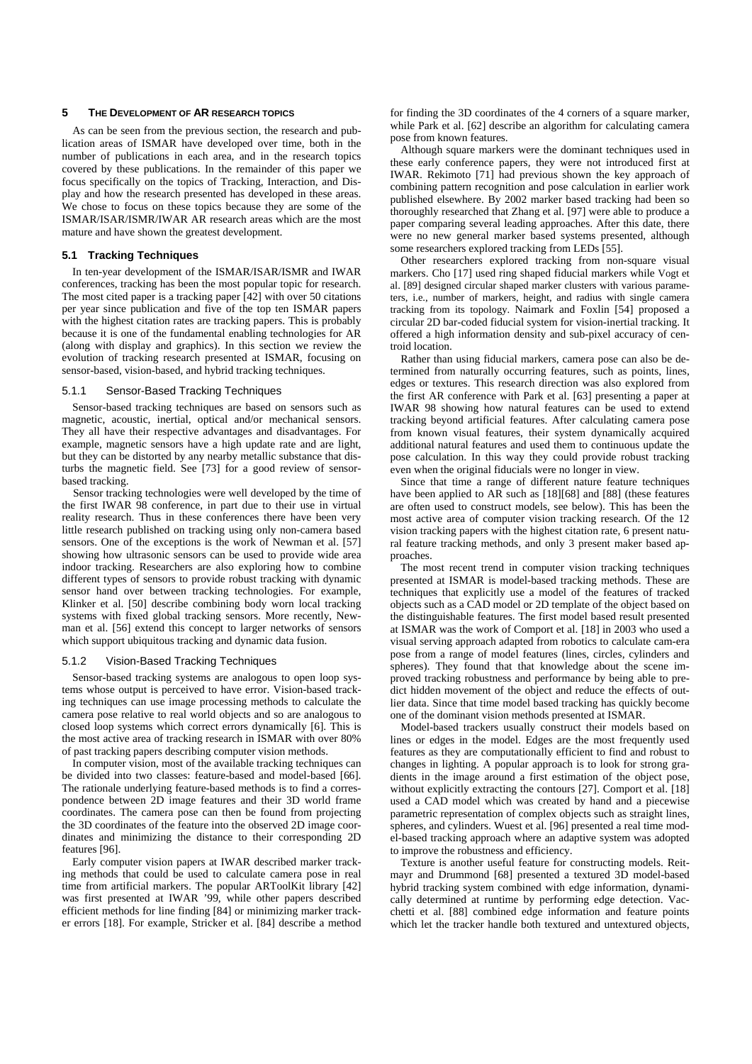## 5 THE DEVELOPMENT OF AR RESEARCH TOPICS

As can be seen from the previous section, the research and publication areas of ISMAR have developed over time, both in the number of publications in each area, and in the research topics covered by these publications. In the remainder of this paper we focus specifically on the topics of Tracking, Interaction, and Display and how the research presented has developed in these areas. We chose to focus on these topics because they are some of the ISMAR/ISAR/ISMR/IWAR AR research areas which are the most mature and have shown the greatest development.

### 5.1 Tracking Techniques

In ten-year development of the ISMAR/ISAR/ISMR and IWAR conferences, tracking has been the most popular topic for research. The most cited paper is a tracking paper [42] with over 50 citations per year since publication and five of the top ten ISMAR papers with the highest citation rates are tracking papers. This is probably because it is one of the fundamental enabling technologies for AR (along with display and graphics). In this section we review the evolution of tracking research presented at ISMAR, focusing on sensor-based, vision-based, and hybrid tracking techniques.

#### 5.1.1 Sensor-Based Tracking Techniques

Sensor-based tracking techniques are based on sensors such as magnetic, acoustic, inertial, optical and/or mechanical sensors. They all have their respective advantages and disadvantages. For example, magnetic sensors have a high update rate and are light, but they can be distorted by any nearby metallic substance that disturbs the magnetic field. See [73] for a good review of sensor-based tracking.

Sensor tracking technologies were well developed by the time of the first IWAR 98 conference, in part due to their use in virtual reality research. Thus in these conferences there have been very little research published on tracking using only non-camera based sensors. One of the exceptions is the work of Newman et al. [57] showing how ultrasonic sensors can be used to provide wide area indoor tracking. Researchers are also exploring how to combine different types of sensors to provide robust tracking with dynamic sensor hand over between tracking technologies. For example, Klinker et al. [50] describe combining body worn local tracking systems with fixed global tracking sensors. More recently, Newman et al. [56] extend this concept to larger networks of sensors which support ubiquitous tracking and dynamic data fusion.

#### 5.1.2 Vision-Based Tracking Techniques

Sensor-based tracking systems are analogous to open loop systems whose output is perceived to have error. Vision-based tracking techniques can use image processing methods to calculate the camera pose relative to real world objects and so are analogous to closed loop systems which correct errors dynamically [6]. This is the most active area of tracking research in ISMAR with over 80% of past tracking papers describing computer vision methods.

In computer vision, most of the available tracking techniques can be divided into two classes: feature-based and model-based [66]. The rationale underlying feature-based methods is to find a correspondence between 2D image features and their 3D world frame coordinates. The camera pose can then be found from projecting the 3D coordinates of the feature into the observed 2D image coordinates and minimizing the distance to their corresponding 2D features [96].

Early computer vision papers at IWAR described marker tracking methods that could be used to calculate camera pose in real time from artificial markers. The popular ARToolKit library [42] was first presented at IWAR '99, while other papers described efficient methods for line finding [84] or minimizing marker tracker errors [18]. For example, Stricker et al. [84] describe a method for finding the 3D coordinates of the 4 corners of a square marker, while Park et al. [62] describe an algorithm for calculating camera pose from known features.

Although square markers were the dominant techniques used in these early conference papers, they were not introduced first at IWAR. Rekimoto [71] had previous shown the key approach of combining pattern recognition and pose calculation in earlier work published elsewhere. By 2002 marker based tracking had been so thoroughly researched that Zhang et al. [97] were able to produce a paper comparing several leading approaches. After this date, there were no new general marker based systems presented, although some researchers explored tracking from LEDs [55].

Other researchers explored tracking from non-square visual markers. Cho [17] used ring shaped fiducial markers while Vogt et al. [89] designed circular shaped marker clusters with various parameters, i.e., number of markers, height, and radius with single camera tracking from its topology. Naimark and Foxlin [54] proposed a circular 2D bar-coded fiducial system for vision-inertial tracking. It offered a high information density and sub-pixel accuracy of centroid location.

Rather than using fiducial markers, camera pose can also be determined from naturally occurring features, such as points, lines, edges or textures. This research direction was also explored from the first AR conference with Park et al. [63] presenting a paper at IWAR 98 showing how natural features can be used to extend tracking beyond artificial features. After calculating camera pose from known visual features, their system dynamically acquired additional natural features and used them to continuous update the pose calculation. In this way they could provide robust tracking even when the original fiducials were no longer in view.

Since that time a range of different nature feature techniques have been applied to AR such as [18][68] and [88] (these features are often used to construct models, see below). This has been the most active area of computer vision tracking research. Of the 12 vision tracking papers with the highest citation rate, 6 present natural feature tracking methods, and only 3 present maker based approaches.

The most recent trend in computer vision tracking techniques presented at ISMAR is model-based tracking methods. These are techniques that explicitly use a model of the features of tracked objects such as a CAD model or 2D template of the object based on the distinguishable features. The first model based result presented at ISMAR was the work of Comport et al. [18] in 2003 who used a visual serving approach adapted from robotics to calculate camera pose from a range of model features (lines, circles, cylinders and spheres). They found that that knowledge about the scene improved tracking robustness and performance by being able to predict hidden movement of the object and reduce the effects of outlier data. Since that time model based tracking has quickly become one of the dominant vision methods presented at ISMAR.

Model-based trackers usually construct their models based on lines or edges in the model. Edges are the most frequently used features as they are computationally efficient to find and robust to changes in lighting. A popular approach is to look for strong gradients in the image around a first estimation of the object pose, without explicitly extracting the contours [27]. Comport et al. [18] used a CAD model which was created by hand and a piecewise parametric representation of complex objects such as straight lines, spheres, and cylinders. Wuest et al. [96] presented a real time model-based tracking approach where an adaptive system was adopted to improve the robustness and efficiency.

Texture is another useful feature for constructing models. Reitmayr and Drummond [68] presented a textured 3D model-based hybrid tracking system combined with edge information, dynamically determined at runtime by performing edge detection. Vacchetti et al. [88] combined edge information and feature points which let the tracker handle both textured and untextured objects,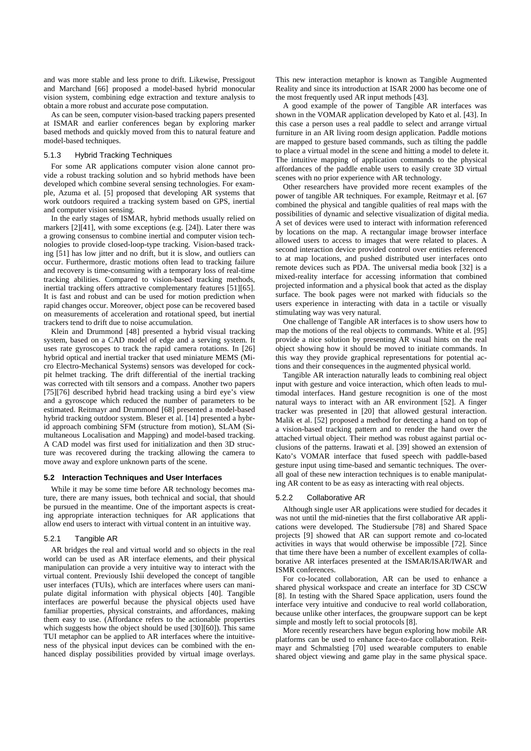and was more stable and less prone to drift. Likewise, Pressigout and Marchand [66] proposed a model-based hybrid monocular vision system, combining edge extraction and texture analysis to obtain a more robust and accurate pose computation.

As can be seen, computer vision-based tracking papers presented at ISMAR and earlier conferences began by exploring marker based methods and quickly moved from this to natural feature and model-based techniques.

#### 5.1.3 Hybrid Tracking Techniques

For some AR applications computer vision alone cannot provide a robust tracking solution and so hybrid methods have been developed which combine several sensing technologies. For example, Azuma et al. [5] proposed that developing AR systems that work outdoors required a tracking system based on GPS, inertial and computer vision sensing.

In the early stages of ISMAR, hybrid methods usually relied on markers [2][41], with some exceptions (e.g. [24]). Later there was a growing consensus to combine inertial and computer vision technologies to provide closed-loop-type tracking. Vision-based tracking [51] has low jitter and no drift, but it is slow, and outliers can occur. Furthermore, drastic motions often lead to tracking failure and recovery is time-consuming with a temporary loss of real-time tracking abilities. Compared to vision-based tracking methods, inertial tracking offers attractive complementary features [51][65]. It is fast and robust and can be used for motion prediction when rapid changes occur. Moreover, object pose can be recovered based on measurements of acceleration and rotational speed, but inertial trackers tend to drift due to noise accumulation.

Klein and Drummond [48] presented a hybrid visual tracking system, based on a CAD model of edge and a serving system. It uses rate gyroscopes to track the rapid camera rotations. In [26] hybrid optical and inertial tracker that used miniature MEMS (Micro Electro-Mechanical Systems) sensors was developed for cockpit helmet tracking. The drift differential of the inertial tracking was corrected with tilt sensors and a compass. Another two papers [75][76] described hybrid head tracking using a bird eye's view and a gyroscope which reduced the number of parameters to be estimated. Reitmayr and Drummond [68] presented a model-based hybrid tracking outdoor system. Bleser et al. [14] presented a hybrid approach combining SFM (structure from motion), SLAM (Simultaneous Localisation and Mapping) and model-based tracking. A CAD model was first used for initialization and then 3D structure was recovered during the tracking allowing the camera to move away and explore unknown parts of the scene.

### 5.2 Interaction Techniques and User Interfaces

While it may be some time before AR technology becomes mature, there are many issues, both technical and social, that should be pursued in the meantime. One of the important aspects is creating appropriate interaction techniques for AR applications that allow end users to interact with virtual content in an intuitive way.

#### 5.2.1 Tangible AR

AR bridges the real and virtual world and so objects in the real world can be used as AR interface elements, and their physical manipulation can provide a very intuitive way to interact with the virtual content. Previously Ishii developed the concept of tangible user interfaces (TUIs), which are interfaces where users can manipulate digital information with physical objects [40]. Tangible interfaces are powerful because the physical objects used have familiar properties, physical constraints, and affordances, making them easy to use. (Affordance refers to the actionable properties which suggests how the object should be used [30][60]). This same TUI metaphor can be applied to AR interfaces where the intuitiveness of the physical input devices can be combined with the enhanced display possibilities provided by virtual image overlays. This new interaction metaphor is known as Tangible Augmented Reality and since its introduction at ISAR 2000 has become one of the most frequently used AR input methods [43].

A good example of the power of Tangible AR interfaces was shown in the VOMAR application developed by Kato et al. [43]. In this case a person uses a real paddle to select and arrange virtual furniture in an AR living room design application. Paddle motions are mapped to gesture based commands, such as tilting the paddle to place a virtual model in the scene and hitting a model to delete it. The intuitive mapping of application commands to the physical affordances of the paddle enable users to easily create 3D virtual scenes with no prior experience with AR technology.

Other researchers have provided more recent examples of the power of tangible AR techniques. For example, Reitmayr et al. [67 combined the physical and tangible qualities of real maps with the possibilities of dynamic and selective visualization of digital media. A set of devices were used to interact with information referenced by locations on the map. A rectangular image browser interface allowed users to access to images that were related to places. A second interaction device provided control over entities referenced to at map locations, and pushed distributed user interfaces onto remote devices such as PDA. The universal media book [32] is a mixed-reality interface for accessing information that combined projected information and a physical book that acted as the display surface. The book pages were not marked with fiducials so the users experience in interacting with data in a tactile or visually stimulating way was very natural.

One challenge of Tangible AR interfaces is to show users how to map the motions of the real objects to commands. White et al. [95] provide a nice solution by presenting AR visual hints on the real object showing how it should be moved to initiate commands. In this way they provide graphical representations for potential actions and their consequences in the augmented physical world.

Tangible AR interaction naturally leads to combining real object input with gesture and voice interaction, which often leads to multimodal interfaces. Hand gesture recognition is one of the most natural ways to interact with an AR environment [52]. A finger tracker was presented in [20] that allowed gestural interaction. Malik et al. [52] proposed a method for detecting a hand on top of a vision-based tracking pattern and to render the hand over the attached virtual object. Their method was robust against partial occlusions of the patterns. Irawati et al. [39] showed an extension of Kato's VOMAR interface that fused speech with paddle-based gesture input using time-based and semantic techniques. The overall goal of these new interaction techniques is to enable manipulating AR content to be as easy as interacting with real objects.

#### 5.2.2 Collaborative AR

Although single user AR applications were studied for decades it was not until the mid-nineties that the first collaborative AR applications were developed. The Studiersube [78] and Shared Space projects [9] showed that AR can support remote and co-located activities in ways that would otherwise be impossible [72]. Since that time there have been a number of excellent examples of collaborative AR interfaces presented at the ISMAR/ISAR/IWAR and ISMR conferences.

For co-located collaboration, AR can be used to enhance a shared physical workspace and create an interface for 3D CSCW [8]. In testing with the Shared Space application, users found the interface very intuitive and conducive to real world collaboration, because unlike other interfaces, the groupware support can be kept simple and mostly left to social protocols [8].

More recently researchers have begun exploring how mobile AR platforms can be used to enhance face-to-face collaboration. Reitmayr and Schmalstieg [70] used wearable computers to enable shared object viewing and game play in the same physical space.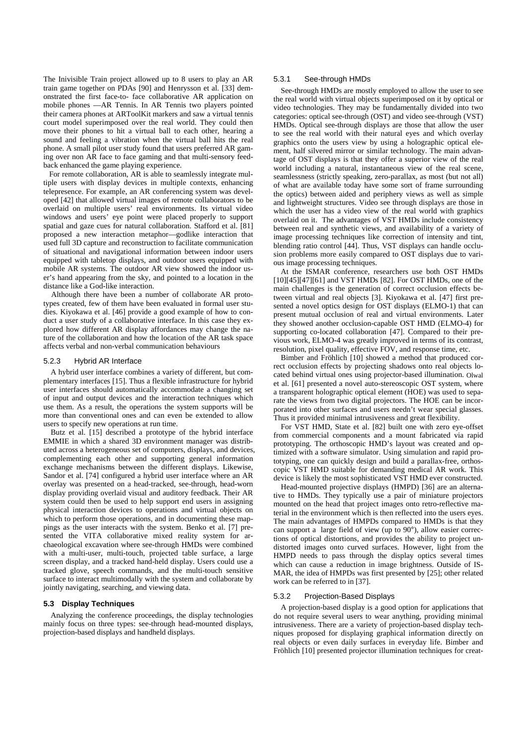The Inivisible Train project allowed up to 8 users to play an AR train game together on PDAs [90] and Henrysson et al. [33] demonstrated the first face-to- face collaborative AR application on mobile phones —AR Tennis. In AR Tennis two players pointed their camera phones at ARToolKit markers and saw a virtual tennis court model superimposed over the real world. They could then move their phones to hit a virtual ball to each other, hearing a sound and feeling a vibration when the virtual ball hits the real phone. A small pilot user study found that users preferred AR gaming over non AR face to face gaming and that multi-sensory feedback enhanced the game playing experience.

For remote collaboration, AR is able to seamlessly integrate multiple users with display devices in multiple contexts, enhancing telepresence. For example, an AR conferencing system was developed [42] that allowed virtual images of remote collaborators to be overlaid on multiple users' real environments. Its virtual video windows and users' eye point were placed properly to support spatial and gaze cues for natural collaboration. Stafford et al. [81] proposed a new interaction metaphor—godlike interaction that used full 3D capture and reconstruction to facilitate communication of situational and navigational information between indoor users equipped with tabletop displays, and outdoor users equipped with mobile AR systems. The outdoor AR view showed the indoor user's hand appearing from the sky, and pointed to a location in the distance like a God-like interaction.

Although there have been a number of collaborate AR prototypes created, few of them have been evaluated in formal user studies. Kiyokawa et al. [46] provide a good example of how to conduct a user study of a collaborative interface. In this case they explored how different AR display affordances may change the nature of the collaboration and how the location of the AR task space affects verbal and non-verbal communication behaviours

#### 5.2.3 Hybrid AR Interface

A hybrid user interface combines a variety of different, but complementary interfaces [15]. Thus a flexible infrastructure for hybrid user interfaces should automatically accommodate a changing set of input and output devices and the interaction techniques which use them. As a result, the operations the system supports will be more than conventional ones and can even be extended to allow users to specify new operations at run time.

Butz et al. [15] described a prototype of the hybrid interface EMMIE in which a shared 3D environment manager was distributed across a heterogeneous set of computers, displays, and devices, complementing each other and supporting general information exchange mechanisms between the different displays. Likewise, Sandor et al. [74] configured a hybrid user interface where an AR overlay was presented on a head-tracked, see-through, head-worn display providing overlaid visual and auditory feedback. Their AR system could then be used to help support end users in assigning physical interaction devices to operations and virtual objects on which to perform those operations, and in documenting these mappings as the user interacts with the system. Benko et al. [7] presented the VITA collaborative mixed reality system for archaeological excavation where see-through HMDs were combined with a multi-user, multi-touch, projected table surface, a large screen display, and a tracked hand-held display. Users could use a tracked glove, speech commands, and the multi-touch sensitive surface to interact multimodally with the system and collaborate by jointly navigating, searching, and viewing data.

### 5.3 Display Techniques

Analyzing the conference proceedings, the display technologies mainly focus on three types: see-through head-mounted displays, projection-based displays and handheld displays.

#### 5.3.1 See-through HMDs

See-through HMDs are mostly employed to allow the user to see the real world with virtual objects superimposed on it by optical or video technologies. They may be fundamentally divided into two categories: optical see-through (OST) and video see-through (VST) HMDs. Optical see-through displays are those that allow the user to see the real world with their natural eyes and which overlay graphics onto the users view by using a holographic optical element, half silvered mirror or similar technology. The main advantage of OST displays is that they offer a superior view of the real world including a natural, instantaneous view of the real scene, seamlessness (strictly speaking, zero-parallax, as most (but not all) of what are available today have some sort of frame surrounding the optics) between aided and periphery views as well as simple and lightweight structures. Video see through displays are those in which the user has a video view of the real world with graphics overlaid on it. The advantages of VST HMDs include consistency between real and synthetic views, and availability of a variety of image processing techniques like correction of intensity and tint, blending ratio control [44]. Thus, VST displays can handle occlusion problems more easily compared to OST displays due to various image processing techniques.

At the ISMAR conference, researchers use both OST HMDs [10][45][47][61] and VST HMDs [82]. For OST HMDs, one of the main challenges is the generation of correct occlusion effects between virtual and real objects [3]. Kiyokawa et al. [47] first presented a novel optics design for OST displays (ELMO-1) that can present mutual occlusion of real and virtual environments. Later they showed another occlusion-capable OST HMD (ELMO-4) for supporting co-located collaboration [47]. Compared to their previous work, ELMO-4 was greatly improved in terms of its contrast, resolution, pixel quality, effective FOV, and response time, etc.

Bimber and Fröhlich [10] showed a method that produced correct occlusion effects by projecting shadows onto real objects located behind virtual ones using projector-based illumination. Olwal et al. [61] presented a novel auto-stereoscopic OST system, where a transparent holographic optical element (HOE) was used to separate the views from two digital projectors. The HOE can be incorporated into other surfaces and users needn't wear special glasses. Thus it provided minimal intrusiveness and great flexibility.

For VST HMD, State et al. [82] built one with zero eye-offset from commercial components and a mount fabricated via rapid prototyping. The orthoscopic HMD's layout was created and optimized with a software simulator. Using simulation and rapid prototyping, one can quickly design and build a parallax-free, orthoscopic VST HMD suitable for demanding medical AR work. This device is likely the most sophisticated VST HMD ever constructed.

Head-mounted projective displays (HMPD) [36] are an alternative to HMDs. They typically use a pair of miniature projectors mounted on the head that project images onto retro-reflective material in the environment which is then reflected into the users eyes. The main advantages of HMPDs compared to HMDs is that they can support a large field of view (up to 90°), allow easier corrections of optical distortions, and provides the ability to project undistorted images onto curved surfaces. However, light from the HMPD needs to pass through the display optics several times which can cause a reduction in image brightness. Outside of ISMAR, the idea of HMPDs was first presented by [25]; other related work can be referred to in [37].

#### 5.3.2 Projection-Based Displays

A projection-based display is a good option for applications that do not require several users to wear anything, providing minimal intrusiveness. There are a variety of projection-based display techniques proposed for displaying graphical information directly on real objects or even daily surfaces in everyday life. Bimber and Fröhlich [10] presented projector illumination techniques for creat-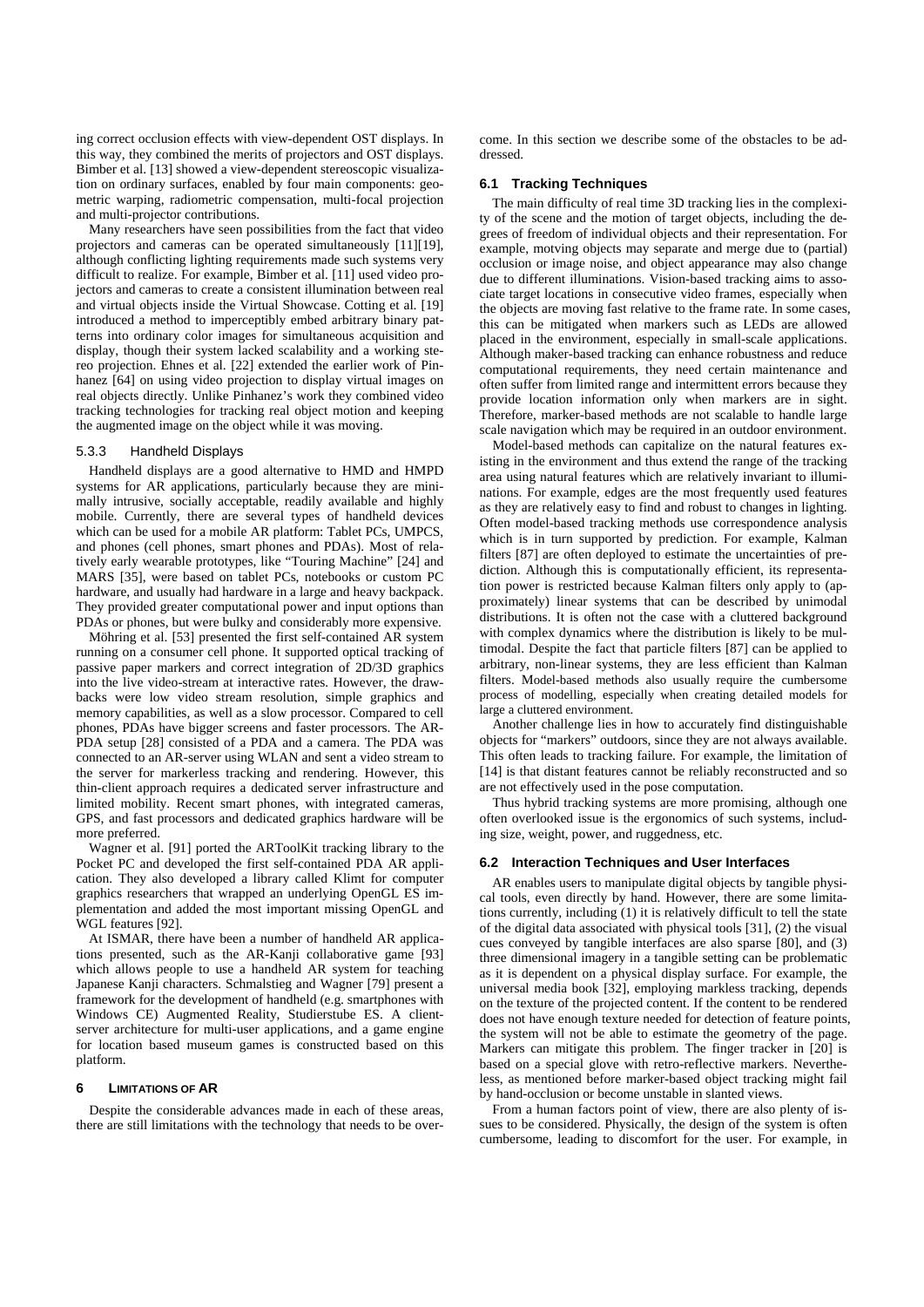ing correct occlusion effects with view-dependent OST displays. In this way, they combined the merits of projectors and OST displays. Bimber et al. [13] showed a view-dependent stereoscopic visualization on ordinary surfaces, enabled by four main components: geometric warping, radiometric compensation, multi-focal projection and multi-projector contributions.

Many researchers have seen possibilities from the fact that video projectors and cameras can be operated simultaneously [11][19], although conflicting lighting requirements made such systems very difficult to realize. For example, Bimber et al. [11] used video projectors and cameras to create a consistent illumination between real and virtual objects inside the Virtual Showcase. Cotting et al. [19] introduced a method to imperceptibly embed arbitrary binary patterns into ordinary color images for simultaneous acquisition and display, though their system lacked scalability and a working stereo projection. Ehnes et al. [22] extended the earlier work of Pinhanez [64] on using video projection to display virtual images on real objects directly. Unlike Pinhanez's work they combined video tracking technologies for tracking real object motion and keeping the augmented image on the object while it was moving.

#### 5.3.3 Handheld Displays

Handheld displays are a good alternative to HMD and HMPD systems for AR applications, particularly because they are minimally intrusive, socially acceptable, readily available and highly mobile. Currently, there are several types of handheld devices which can be used for a mobile AR platform: Tablet PCs, UMPCS, and phones (cell phones, smart phones and PDAs). Most of relatively early wearable prototypes, like "Touring Machine" [24] and MARS [35], were based on tablet PCs, notebooks or custom PC hardware, and usually had hardware in a large and heavy backpack. They provided greater computational power and input options than PDAs or phones, but were bulky and considerably more expensive.

Möhring et al. [53] presented the first self-contained AR system running on a consumer cell phone. It supported optical tracking of passive paper markers and correct integration of 2D/3D graphics into the live video-stream at interactive rates. However, the drawbacks were low video stream resolution, simple graphics and memory capabilities, as well as a slow processor. Compared to cell phones, PDAs have bigger screens and faster processors. The AR-PDA setup [28] consisted of a PDA and a camera. The PDA was connected to an AR-server using WLAN and sent a video stream to the server for markerless tracking and rendering. However, this thin-client approach requires a dedicated server infrastructure and limited mobility. Recent smart phones, with integrated cameras, GPS, and fast processors and dedicated graphics hardware will be more preferred.

Wagner et al. [91] ported the ARToolKit tracking library to the Pocket PC and developed the first self-contained PDA AR application. They also developed a library called Klimt for computer graphics researchers that wrapped an underlying OpenGL ES implementation and added the most important missing OpenGL and WGL features [92].

At ISMAR, there have been a number of handheld AR applications presented, such as the AR-Kanji collaborative game [93] which allows people to use a handheld AR system for teaching Japanese Kanji characters. Schmalstieg and Wagner [79] present a framework for the development of handheld (e.g. smartphones with Windows CE) Augmented Reality, Studierstube ES. A client-server architecture for multi-user applications, and a game engine for location based museum games is constructed based on this platform.

## 6 LIMITATIONS OF AR

Despite the considerable advances made in each of these areas, there are still limitations with the technology that needs to be overcome. In this section we describe some of the obstacles to be addressed.

### 6.1 Tracking Techniques

The main difficulty of real time 3D tracking lies in the complexity of the scene and the motion of target objects, including the degrees of freedom of individual objects and their representation. For example, motving objects may separate and merge due to (partial) occlusion or image noise, and object appearance may also change due to different illuminations. Vision-based tracking aims to associate target locations in consecutive video frames, especially when the objects are moving fast relative to the frame rate. In some cases, this can be mitigated when markers such as LEDs are allowed placed in the environment, especially in small-scale applications. Although maker-based tracking can enhance robustness and reduce computational requirements, they need certain maintenance and often suffer from limited range and intermittent errors because they provide location information only when markers are in sight. Therefore, marker-based methods are not scalable to handle large scale navigation which may be required in an outdoor environment.

Model-based methods can capitalize on the natural features existing in the environment and thus extend the range of the tracking area using natural features which are relatively invariant to illuminations. For example, edges are the most frequently used features as they are relatively easy to find and robust to changes in lighting. Often model-based tracking methods use correspondence analysis which is in turn supported by prediction. For example, Kalman filters [87] are often deployed to estimate the uncertainties of prediction. Although this is computationally efficient, its representation power is restricted because Kalman filters only apply to (approximately) linear systems that can be described by unimodal distributions. It is often not the case with a cluttered background with complex dynamics where the distribution is likely to be multimodal. Despite the fact that particle filters [87] can be applied to arbitrary, non-linear systems, they are less efficient than Kalman filters. Model-based methods also usually require the cumbersome process of modelling, especially when creating detailed models for large a cluttered environment.

Another challenge lies in how to accurately find distinguishable objects for "markers" outdoors, since they are not always available. This often leads to tracking failure. For example, the limitation of [14] is that distant features cannot be reliably reconstructed and so are not effectively used in the pose computation.

Thus hybrid tracking systems are more promising, although one often overlooked issue is the ergonomics of such systems, including size, weight, power, and ruggedness, etc.

### 6.2 Interaction Techniques and User Interfaces

AR enables users to manipulate digital objects by tangible physical tools, even directly by hand. However, there are some limitations currently, including (1) it is relatively difficult to tell the state of the digital data associated with physical tools [31], (2) the visual cues conveyed by tangible interfaces are also sparse [80], and (3) three dimensional imagery in a tangible setting can be problematic as it is dependent on a physical display surface. For example, the universal media book [32], employing markless tracking, depends on the texture of the projected content. If the content to be rendered does not have enough texture needed for detection of feature points, the system will not be able to estimate the geometry of the page. Markers can mitigate this problem. The finger tracker in [20] is based on a special glove with retro-reflective markers. Nevertheless, as mentioned before marker-based object tracking might fail by hand-occlusion or become unstable in slanted views.

From a human factors point of view, there are also plenty of issues to be considered. Physically, the design of the system is often cumbersome, leading to discomfort for the user. For example, in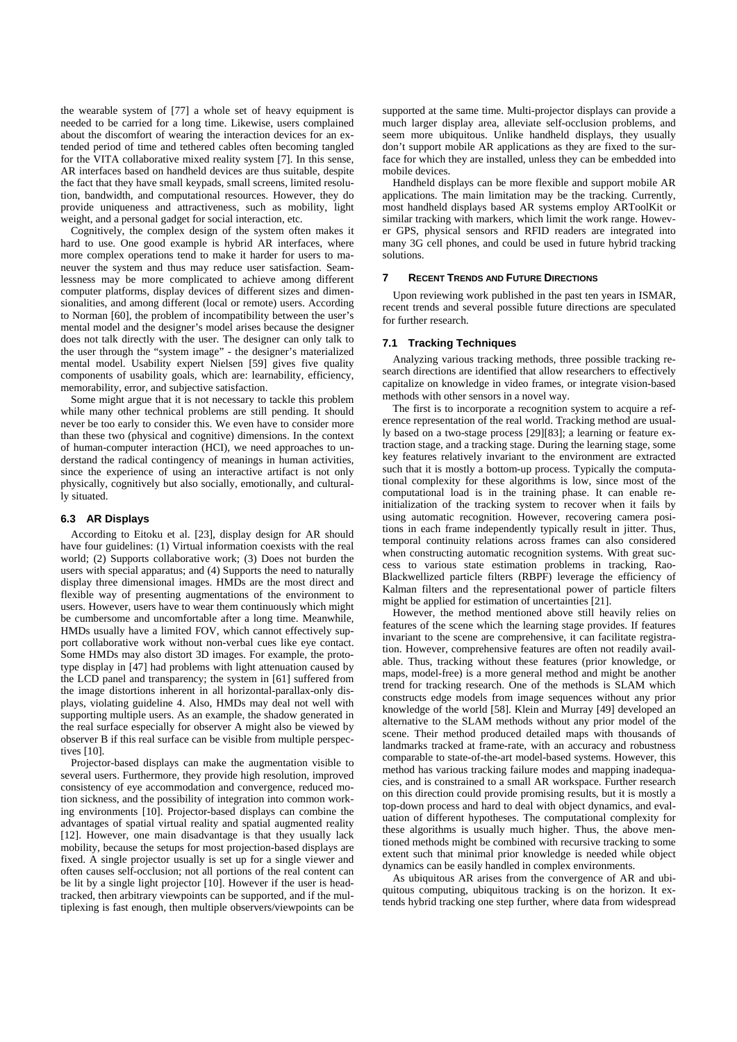the wearable system of [77] a whole set of heavy equipment is needed to be carried for a long time. Likewise, users complained about the discomfort of wearing the interaction devices for an extended period of time and tethered cables often becoming tangled for the VITA collaborative mixed reality system [7]. In this sense, AR interfaces based on handheld devices are thus suitable, despite the fact that they have small keypads, small screens, limited resolution, bandwidth, and computational resources. However, they do provide uniqueness and attractiveness, such as mobility, light weight, and a personal gadget for social interaction, etc.

Cognitively, the complex design of the system often makes it hard to use. One good example is hybrid AR interfaces, where more complex operations tend to make it harder for users to maneuver the system and thus may reduce user satisfaction. Seamlessness may be more complicated to achieve among different computer platforms, display devices of different sizes and dimensionalities, and among different (local or remote) users. According to Norman [60], the problem of incompatibility between the user's mental model and the designer's model arises because the designer does not talk directly with the user. The designer can only talk to the user through the "system image" - the designer's materialized mental model. Usability expert Nielsen [59] gives five quality components of usability goals, which are: learnability, efficiency, memorability, error, and subjective satisfaction.

Some might argue that it is not necessary to tackle this problem while many other technical problems are still pending. It should never be too early to consider this. We even have to consider more than these two (physical and cognitive) dimensions. In the context of human-computer interaction (HCI), we need approaches to understand the radical contingency of meanings in human activities, since the experience of using an interactive artifact is not only physically, cognitively but also socially, emotionally, and culturally situated.

### 6.3 AR Displays

According to Eitoku et al. [23], display design for AR should have four guidelines: (1) Virtual information coexists with the real world; (2) Supports collaborative work; (3) Does not burden the users with special apparatus; and (4) Supports the need to naturally display three dimensional images. HMDs are the most direct and flexible way of presenting augmentations of the environment to users. However, users have to wear them continuously which might be cumbersome and uncomfortable after a long time. Meanwhile, HMDs usually have a limited FOV, which cannot effectively support collaborative work without non-verbal cues like eye contact. Some HMDs may also distort 3D images. For example, the prototype display in [47] had problems with light attenuation caused by the LCD panel and transparency; the system in [61] suffered from the image distortions inherent in all horizontal-parallax-only displays, violating guideline 4. Also, HMDs may deal not well with supporting multiple users. As an example, the shadow generated in the real surface especially for observer A might also be viewed by observer B if this real surface can be visible from multiple perspectives [10].

Projector-based displays can make the augmentation visible to several users. Furthermore, they provide high resolution, improved consistency of eye accommodation and convergence, reduced motion sickness, and the possibility of integration into common working environments [10]. Projector-based displays can combine the advantages of spatial virtual reality and spatial augmented reality [12]. However, one main disadvantage is that they usually lack mobility, because the setups for most projection-based displays are fixed. A single projector usually is set up for a single viewer and often causes self-occlusion; not all portions of the real content can be lit by a single light projector [10]. However if the user is head-tracked, then arbitrary viewpoints can be supported, and if the multiplexing is fast enough, then multiple observers/viewpoints can be supported at the same time. Multi-projector displays can provide a much larger display area, alleviate self-occlusion problems, and seem more ubiquitous. Unlike handheld displays, they usually don't support mobile AR applications as they are fixed to the surface for which they are installed, unless they can be embedded into mobile devices.

Handheld displays can be more flexible and support mobile AR applications. The main limitation may be the tracking. Currently, most handheld displays based AR systems employ ARToolKit or similar tracking with markers, which limit the work range. However GPS, physical sensors and RFID readers are integrated into many 3G cell phones, and could be used in future hybrid tracking solutions.

## 7 Recent Trends and Future Directions

Upon reviewing work published in the past ten years in ISMAR, recent trends and several possible future directions are speculated for further research.

### 7.1 Tracking Techniques

Analyzing various tracking methods, three possible tracking research directions are identified that allow researchers to effectively capitalize on knowledge in video frames, or integrate vision-based methods with other sensors in a novel way.

The first is to incorporate a recognition system to acquire a reference representation of the real world. Tracking method are usually based on a two-stage process [29][83]; a learning or feature extraction stage, and a tracking stage. During the learning stage, some key features relatively invariant to the environment are extracted such that it is mostly a bottom-up process. Typically the computational complexity for these algorithms is low, since most of the computational load is in the training phase. It can enable reinitialization of the tracking system to recover when it fails by using automatic recognition. However, recovering camera positions in each frame independently typically result in jitter. Thus, temporal continuity relations across frames can also considered when constructing automatic recognition systems. With great success to various state estimation problems in tracking, Rao-Blackwellized particle filters (RBPF) leverage the efficiency of Kalman filters and the representational power of particle filters might be applied for estimation of uncertainties [21].

However, the method mentioned above still heavily relies on features of the scene which the learning stage provides. If features invariant to the scene are comprehensive, it can facilitate registration. However, comprehensive features are often not readily available. Thus, tracking without these features (prior knowledge, or maps, model-free) is a more general method and might be another trend for tracking research. One of the methods is SLAM which constructs edge models from image sequences without any prior knowledge of the world [58]. Klein and Murray [49] developed an alternative to the SLAM methods without any prior model of the scene. Their method produced detailed maps with thousands of landmarks tracked at frame-rate, with an accuracy and robustness comparable to state-of-the-art model-based systems. However, this method has various tracking failure modes and mapping inadequacies, and is constrained to a small AR workspace. Further research on this direction could provide promising results, but it is mostly a top-down process and hard to deal with object dynamics, and evaluation of different hypotheses. The computational complexity for these algorithms is usually much higher. Thus, the above mentioned methods might be combined with recursive tracking to some extent such that minimal prior knowledge is needed while object dynamics can be easily handled in complex environments.

As ubiquitous AR arises from the convergence of AR and ubiquitous computing, ubiquitous tracking is on the horizon. It extends hybrid tracking one step further, where data from widespread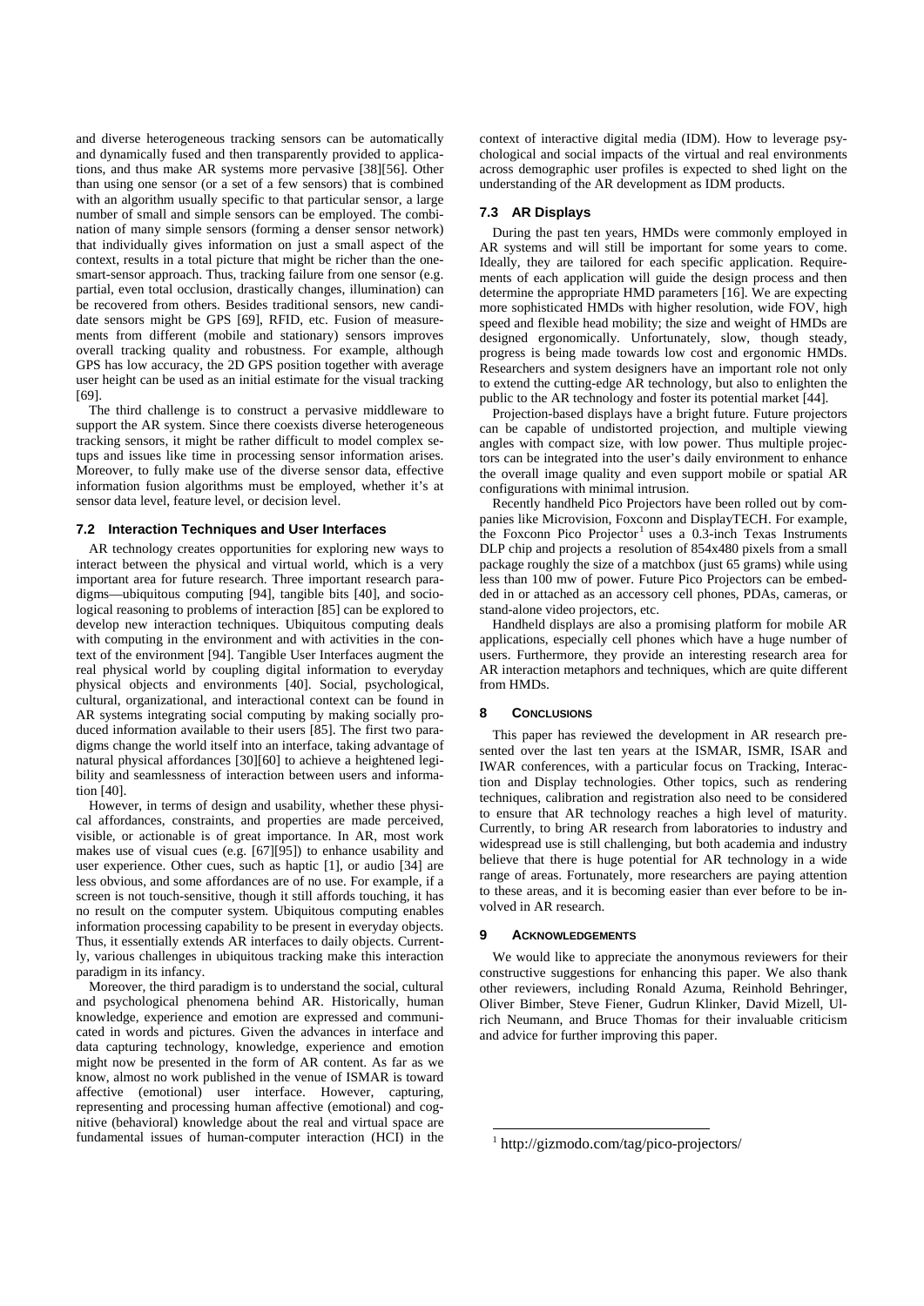and diverse heterogeneous tracking sensors can be automatically and dynamically fused and then transparently provided to applications, and thus make AR systems more pervasive [38][56]. Other than using one sensor (or a set of a few sensors) that is combined with an algorithm usually specific to that particular sensor, a large number of small and simple sensors can be employed. The combination of many simple sensors (forming a denser sensor network) that individually gives information on just a small aspect of the context, results in a total picture that might be richer than the one-smart-sensor approach. Thus, tracking failure from one sensor (e.g. partial, even total occlusion, drastically changes, illumination) can be recovered from others. Besides traditional sensors, new candidate sensors might be GPS [69], RFID, etc. Fusion of measurements from different (mobile and stationary) sensors improves overall tracking quality and robustness. For example, although GPS has low accuracy, the 2D GPS position together with average user height can be used as an initial estimate for the visual tracking [69].

The third challenge is to construct a pervasive middleware to support the AR system. Since there coexists diverse heterogeneous tracking sensors, it might be rather difficult to model complex setups and issues like time in processing sensor information arises. Moreover, to fully make use of the diverse sensor data, effective information fusion algorithms must be employed, whether it's at sensor data level, feature level, or decision level.

### 7.2 Interaction Techniques and User Interfaces

AR technology creates opportunities for exploring new ways to interact between the physical and virtual world, which is a very important area for future research. Three important research paradigms—ubiquitous computing [94], tangible bits [40], and sociological reasoning to problems of interaction [85] can be explored to develop new interaction techniques. Ubiquitous computing deals with computing in the environment and with activities in the context of the environment [94]. Tangible User Interfaces augment the real physical world by coupling digital information to everyday physical objects and environments [40]. Social, psychological, cultural, organizational, and interactional context can be found in AR systems integrating social computing by making socially produced information available to their users [85]. The first two paradigms change the world itself into an interface, taking advantage of natural physical affordances [30][60] to achieve a heightened legibility and seamlessness of interaction between users and information [40].

However, in terms of design and usability, whether these physical affordances, constraints, and properties are made perceived, visible, or actionable is of great importance. In AR, most work makes use of visual cues (e.g. [67][95]) to enhance usability and user experience. Other cues, such as haptic [1], or audio [34] are less obvious, and some affordances are of no use. For example, if a screen is not touch-sensitive, though it still affords touching, it has no result on the computer system. Ubiquitous computing enables information processing capability to be present in everyday objects. Thus, it essentially extends AR interfaces to daily objects. Currently, various challenges in ubiquitous tracking make this interaction paradigm in its infancy.

Moreover, the third paradigm is to understand the social, cultural and psychological phenomena behind AR. Historically, human knowledge, experience and emotion are expressed and communicated in words and pictures. Given the advances in interface and data capturing technology, knowledge, experience and emotion might now be presented in the form of AR content. As far as we know, almost no work published in the venue of ISMAR is toward affective (emotional) user interface. However, capturing, representing and processing human affective (emotional) and cognitive (behavioral) knowledge about the real and virtual space are fundamental issues of human-computer interaction (HCI) in the context of interactive digital media (IDM). How to leverage psychological and social impacts of the virtual and real environments across demographic user profiles is expected to shed light on the understanding of the AR development as IDM products.

### 7.3 AR Displays

During the past ten years, HMDs were commonly employed in AR systems and will still be important for some years to come. Ideally, they are tailored for each specific application. Requirements of each application will guide the design process and then determine the appropriate HMD parameters [16]. We are expecting more sophisticated HMDs with higher resolution, wide FOV, high speed and flexible head mobility; the size and weight of HMDs are designed ergonomically. Unfortunately, slow, though steady, progress is being made towards low cost and ergonomic HMDs. Researchers and system designers have an important role not only to extend the cutting-edge AR technology, but also to enlighten the public to the AR technology and foster its potential market [44].

Projection-based displays have a bright future. Future projectors can be capable of undistorted projection, and multiple viewing angles with compact size, with low power. Thus multiple projectors can be integrated into the user's daily environment to enhance the overall image quality and even support mobile or spatial AR configurations with minimal intrusion.

Recently handheld Pico Projectors have been rolled out by companies like Microvision, Foxconn and DisplayTECH. For example, the Foxconn Pico Projector[1] uses a 0.3-inch Texas Instruments DLP chip and projects a resolution of 854x480 pixels from a small package roughly the size of a matchbox (just 65 grams) while using less than 100 mw of power. Future Pico Projectors can be embedded in or attached as an accessory cell phones, PDAs, cameras, or stand-alone video projectors, etc.

Handheld displays are also a promising platform for mobile AR applications, especially cell phones which have a huge number of users. Furthermore, they provide an interesting research area for AR interaction metaphors and techniques, which are quite different from HMDs.

## 8 Conclusions

This paper has reviewed the development in AR research presented over the last ten years at the ISMAR, ISMR, ISAR and IWAR conferences, with a particular focus on Tracking, Interaction and Display technologies. Other topics, such as rendering techniques, calibration and registration also need to be considered to ensure that AR technology reaches a high level of maturity. Currently, to bring AR research from laboratories to industry and widespread use is still challenging, but both academia and industry believe that there is huge potential for AR technology in a wide range of areas. Fortunately, more researchers are paying attention to these areas, and it is becoming easier than ever before to be involved in AR research.

## 9 Acknowledgements

We would like to appreciate the anonymous reviewers for their constructive suggestions for enhancing this paper. We also thank other reviewers, including Ronald Azuma, Reinhold Behringer, Oliver Bimber, Steve Fiener, Gudrun Klinker, David Mizell, Ulrich Neumann, and Bruce Thomas for their invaluable criticism and advice for further improving this paper.

[1] http://gizmodo.com/tag/pico-projectors/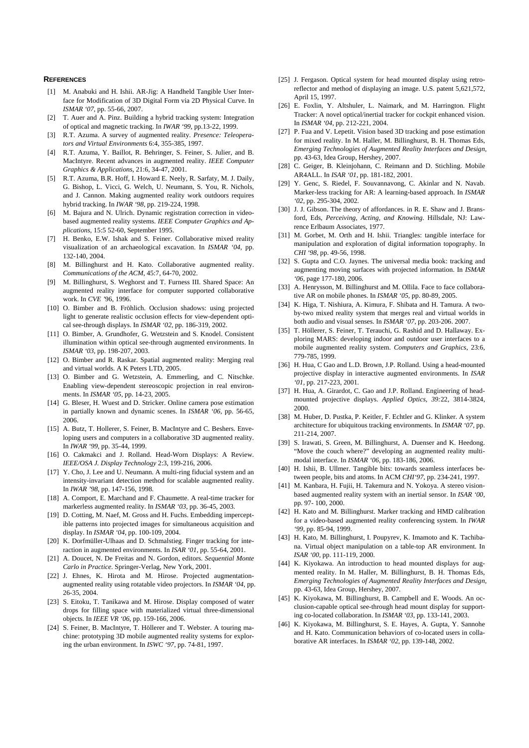## REFERENCES

[1] M. Anabuki and H. Ishii. AR-Jig: A Handheld Tangible User Interface for Modification of 3D Digital Form via 2D Physical Curve. In *ISMAR '07*, pp. 55-66, 2007.

[2] T. Auer and A. Pinz. Building a hybrid tracking system: Integration of optical and magnetic tracking. In *IWAR '99*, pp.13-22, 1999.

[3] R.T. Azuma. A survey of augmented reality. *Presence: Teleoperators and Virtual Environments* 6:4, 355-385, 1997.

[4] R.T. Azuma, Y. Baillot, R. Behringer, S. Feiner, S. Julier, and B. MacIntyre. Recent advances in augmented reality. *IEEE Computer Graphics & Applications*, 21:6, 34-47, 2001.

[5] R.T. Azuma, B.R. Hoff, I. Howard E. Neely, R. Sarfaty, M. J. Daily, G. Bishop, L. Vicci, G. Welch, U. Neumann, S. You, R. Nichols, and J. Cannon. Making augmented reality work outdoors requires hybrid tracking. In *IWAR '98*, pp. 219-224, 1998.

[6] M. Bajura and N. Ulrich. Dynamic registration correction in video-based augmented reality systems. *IEEE Computer Graphics and Applications*, 15:5 52-60, September 1995.

[7] H. Benko, E.W. Ishak and S. Feiner. Collaborative mixed reality visualization of an archaeological excavation. In *ISMAR '04*, pp. 132-140, 2004.

[8] M. Billinghurst and H. Kato. Collaborative augmented reality. *Communications of the ACM*, 45:7, 64-70, 2002.

[9] M. Billinghurst, S. Weghorst and T. Furness III. Shared Space: An augmented reality interface for computer supported collaborative work. In *CVE '96*, 1996.

[10] O. Bimber and B. Fröhlich. Occlusion shadows: using projected light to generate realistic occlusion effects for view-dependent optical see-through displays. In *ISMAR '02*, pp. 186-319, 2002.

[11] O. Bimber, A. Grundhofer, G. Wetzstein and S. Knodel. Consistent illumination within optical see-through augmented environments. In *ISMAR '03*, pp. 198-207, 2003.

[12] O. Bimber and R. Raskar. Spatial augmented reality: Merging real and virtual worlds. A K Peters LTD, 2005.

[13] O. Bimber and G. Wetzstein, A. Emmerling, and C. Nitschke. Enabling view-dependent stereoscopic projection in real environments. In *ISMAR '05*, pp. 14-23, 2005.

[14] G. Bleser, H. Wuest and D. Stricker. Online camera pose estimation in partially known and dynamic scenes. In *ISMAR '06*, pp. 56-65, 2006.

[15] A. Butz, T. Hollerer, S. Feiner, B. MacIntyre and C. Beshers. Enveloping users and computers in a collaborative 3D augmented reality. In *IWAR '99*, pp. 35-44, 1999.

[16] O. Cakmakci and J. Rolland. Head-Worn Displays: A Review. *IEEE/OSA J. Display Technology* 2:3, 199-216, 2006.

[17] Y. Cho, J. Lee and U. Neumann. A multi-ring fiducial system and an intensity-invariant detection method for scalable augmented reality. In *IWAR '98*, pp. 147-156, 1998.

[18] A. Comport, E. Marchand and F. Chaumette. A real-time tracker for markerless augmented reality. In *ISMAR '03*, pp. 36-45, 2003.

[19] D. Cotting, M. Naef, M. Gross and H. Fuchs. Embedding imperceptible patterns into projected images for simultaneous acquisition and display. In *ISMAR '04*, pp. 100-109, 2004.

[20] K. Dorfmüller-Ulhaas and D. Schmalstieg. Finger tracking for interaction in augmented environments. In *ISAR '01*, pp. 55-64, 2001.

[21] A. Doucet, N. De Freitas and N. Gordon, editors. *Sequential Monte Carlo in Practice*. Springer-Verlag, New York, 2001.

[22] J. Ehnes, K. Hirota and M. Hirose. Projected augmentation-augmented reality using rotatable video projectors. In *ISMAR '04*, pp. 26-35, 2004.

[23] S. Eitoku, T. Tanikawa and M. Hirose. Display composed of water drops for filling space with materialized virtual three-dimensional objects. In *IEEE VR '06*, pp. 159-166, 2006.

[24] S. Feiner, B. MacIntyre, T. Höllerer and T. Webster. A touring machine: prototyping 3D mobile augmented reality systems for exploring the urban environment. In *ISWC '97*, pp. 74-81, 1997.

[25] J. Fergason. Optical system for head mounted display using retroreflector and method of displaying an image. U.S. patent 5,621,572, April 15, 1997.

[26] E. Foxlin, Y. Altshuler, L. Naimark, and M. Harrington. Flight Tracker: A novel optical/inertial tracker for cockpit enhanced vision. In *ISMAR '04*, pp. 212-221, 2004.

[27] P. Fua and V. Lepetit. Vision based 3D tracking and pose estimation for mixed reality. In M. Haller, M. Billinghurst, B. H. Thomas Eds, *Emerging Technologies of Augmented Reality Interfaces and Design*, pp. 43-63, Idea Group, Hershey, 2007.

[28] C. Geiger, B. Kleinjohann, C. Reimann and D. Stichling. Mobile AR4ALL. In *ISAR '01*, pp. 181-182, 2001.

[29] Y. Genc, S. Riedel, F. Souvannavong, C. Akinlar and N. Navab. Marker-less tracking for AR: A learning-based approach. In *ISMAR '02*, pp. 295-304, 2002.

[30] J. J. Gibson. The theory of affordances. in R. E. Shaw and J. Bransford, Eds, *Perceiving, Acting, and Knowing*. Hillsdale, NJ: Lawrence Erlbaum Associates, 1977.

[31] M. Gorbet, M. Orth and H. Ishii. Triangles: tangible interface for manipulation and exploration of digital information topography. In *CHI '98*, pp. 49-56, 1998.

[32] S. Gupta and C.O. Jaynes. The universal media book: tracking and augmenting moving surfaces with projected information. In *ISMAR '06*, page 177-180, 2006.

[33] A. Henrysson, M. Billinghurst and M. Ollila. Face to face collaborative AR on mobile phones. In *ISMAR '05*, pp. 80-89, 2005.

[34] K. Higa, T. Nishiura, A. Kimura, F. Shibata and H. Tamura. A two-by-two mixed reality system that merges real and virtual worlds in both audio and visual senses. In *ISMAR '07*, pp. 203-206. 2007.

[35] T. Höllerer, S. Feiner, T. Terauchi, G. Rashid and D. Hallaway. Exploring MARS: developing indoor and outdoor user interfaces to a mobile augmented reality system. *Computers and Graphics*, 23:6, 779-785, 1999.

[36] H. Hua, C Gao and L.D. Brown, J.P. Rolland. Using a head-mounted projective display in interactive augmented environments. In *ISAR '01*, pp. 217-223, 2001.

[37] H. Hua, A. Girardot, C. Gao and J.P. Rolland. Engineering of head-mounted projective displays. *Applied Optics, 39:*22, 3814-3824, 2000.

[38] M. Huber, D. Pustka, P. Keitler, F. Echtler and G. Klinker. A system architecture for ubiquitous tracking environments. In *ISMAR '07*, pp. 211-214, 2007.

[39] S. Irawati, S. Green, M. Billinghurst, A. Duenser and K. Heedong. "Move the couch where?" developing an augmented reality multimodal interface. In *ISMAR '06*, pp. 183-186, 2006.

[40] H. Ishii, B. Ullmer. Tangible bits: towards seamless interfaces between people, bits and atoms. In ACM *CHI'97*, pp. 234-241, 1997.

[41] M. Kanbara, H. Fujii, H. Takemura and N. Yokoya. A stereo vision-based augmented reality system with an inertial sensor. In *ISAR '00*, pp. 97- 100, 2000.

[42] H. Kato and M. Billinghurst. Marker tracking and HMD calibration for a video-based augmented reality conferencing system. In *IWAR '99*, pp. 85-94, 1999.

[43] H. Kato, M. Billinghurst, I. Poupyrev, K. Imamoto and K. Tachibana. Virtual object manipulation on a table-top AR environment. In *ISAR '00*, pp. 111-119, 2000.

[44] K. Kiyokawa. An introduction to head mounted displays for augmented reality. In M. Haller, M. Billinghurst, B. H. Thomas Eds, *Emerging Technologies of Augmented Reality Interfaces and Design*, pp. 43-63, Idea Group, Hershey, 2007.

[45] K. Kiyokawa, M. Billinghurst, B. Campbell and E. Woods. An occlusion-capable optical see-through head mount display for supporting co-located collaboration. In *ISMAR '03*, pp. 133-141, 2003.

[46] K. Kiyokawa, M. Billinghurst, S. E. Hayes, A. Gupta, Y. Sannohe and H. Kato. Communication behaviors of co-located users in collaborative AR interfaces. In *ISMAR '02*, pp. 139-148, 2002.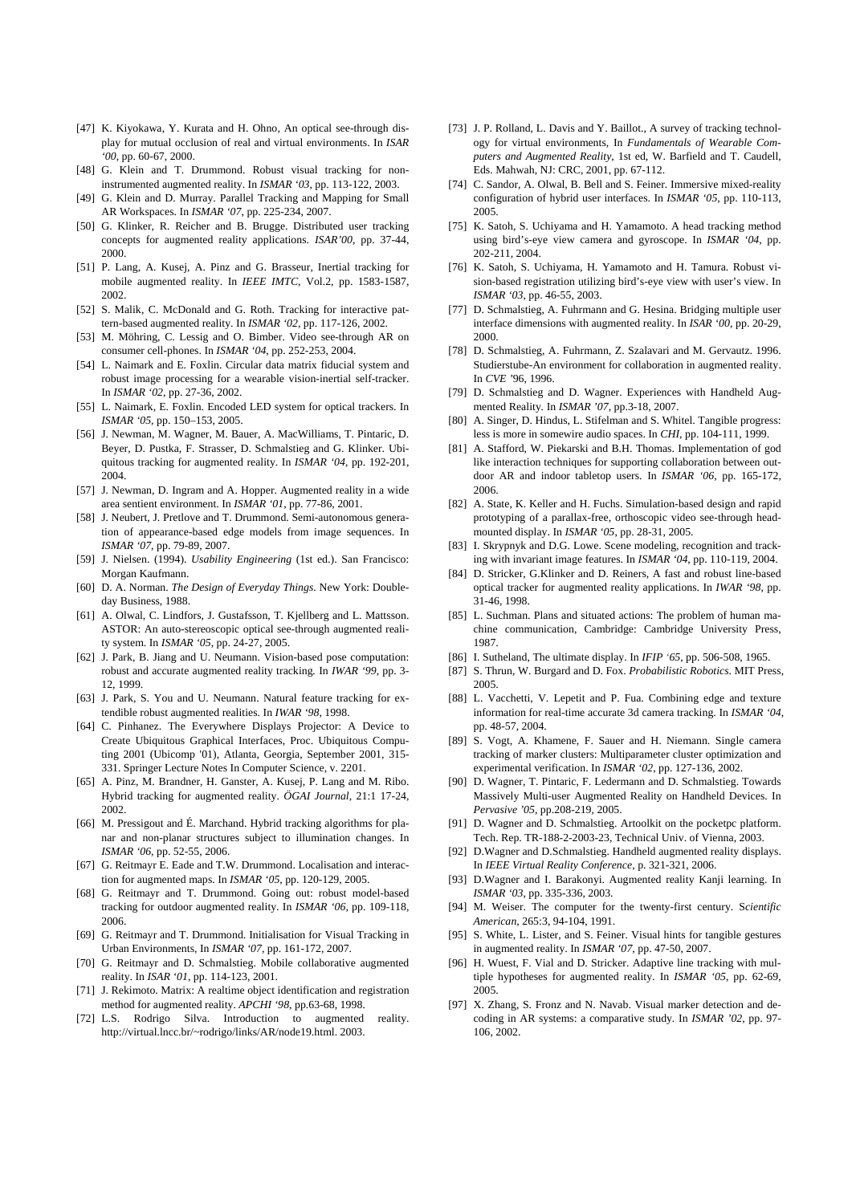[47] K. Kiyokawa, Y. Kurata and H. Ohno, An optical see-through display for mutual occlusion of real and virtual environments. In *ISAR '00*, pp. 60-67, 2000.

[48] G. Klein and T. Drummond. Robust visual tracking for non-instrumented augmented reality. In *ISMAR '03*, pp. 113-122, 2003.

[49] G. Klein and D. Murray. Parallel Tracking and Mapping for Small AR Workspaces. In *ISMAR '07*, pp. 225-234, 2007.

[50] G. Klinker, R. Reicher and B. Brugge. Distributed user tracking concepts for augmented reality applications. *ISAR'00*, pp. 37-44, 2000.

[51] P. Lang, A. Kusej, A. Pinz and G. Brasseur, Inertial tracking for mobile augmented reality. In *IEEE IMTC*, Vol.2, pp. 1583-1587, 2002.

[52] S. Malik, C. McDonald and G. Roth. Tracking for interactive pattern-based augmented reality. In *ISMAR '02*, pp. 117-126, 2002.

[53] M. Möhring, C. Lessig and O. Bimber. Video see-through AR on consumer cell-phones. In *ISMAR '04*, pp. 252-253, 2004.

[54] L. Naimark and E. Foxlin. Circular data matrix fiducial system and robust image processing for a wearable vision-inertial self-tracker. In *ISMAR '02*, pp. 27-36, 2002.

[55] L. Naimark, E. Foxlin. Encoded LED system for optical trackers. In *ISMAR '05*, pp. 150–153, 2005.

[56] J. Newman, M. Wagner, M. Bauer, A. MacWilliams, T. Pintaric, D. Beyer, D. Pustka, F. Strasser, D. Schmalstieg and G. Klinker. Ubiquitous tracking for augmented reality. In *ISMAR '04*, pp. 192-201, 2004.

[57] J. Newman, D. Ingram and A. Hopper. Augmented reality in a wide area sentient environment. In *ISMAR '01*, pp. 77-86, 2001.

[58] J. Neubert, J. Pretlove and T. Drummond. Semi-autonomous generation of appearance-based edge models from image sequences. In *ISMAR '07*, pp. 79-89, 2007.

[59] J. Nielsen. (1994). *Usability Engineering* (1st ed.). San Francisco: Morgan Kaufmann.

[60] D. A. Norman. *The Design of Everyday Things*. New York: Doubleday Business, 1988.

[61] A. Olwal, C. Lindfors, J. Gustafsson, T. Kjellberg and L. Mattsson. ASTOR: An auto-stereoscopic optical see-through augmented reality system. In *ISMAR '05*, pp. 24-27, 2005.

[62] J. Park, B. Jiang and U. Neumann. Vision-based pose computation: robust and accurate augmented reality tracking. In *IWAR '99*, pp. 3-12, 1999.

[63] J. Park, S. You and U. Neumann. Natural feature tracking for extendible robust augmented realities. In *IWAR '98*, 1998.

[64] C. Pinhanez. The Everywhere Displays Projector: A Device to Create Ubiquitous Graphical Interfaces, Proc. Ubiquitous Computing 2001 (Ubicomp '01), Atlanta, Georgia, September 2001, 315-331. Springer Lecture Notes In Computer Science, v. 2201.

[65] A. Pinz, M. Brandner, H. Ganster, A. Kusej, P. Lang and M. Ribo. Hybrid tracking for augmented reality. *ÖGAI Journal*, 21:1 17-24, 2002.

[66] M. Pressigout and É. Marchand. Hybrid tracking algorithms for planar and non-planar structures subject to illumination changes. In *ISMAR '06*, pp. 52-55, 2006.

[67] G. Reitmayr E. Eade and T.W. Drummond. Localisation and interaction for augmented maps. In *ISMAR '05*, pp. 120-129, 2005.

[68] G. Reitmayr and T. Drummond. Going out: robust model-based tracking for outdoor augmented reality. In *ISMAR '06*, pp. 109-118, 2006.

[69] G. Reitmayr and T. Drummond. Initialisation for Visual Tracking in Urban Environments, In *ISMAR '07*, pp. 161-172, 2007.

[70] G. Reitmayr and D. Schmalstieg. Mobile collaborative augmented reality. In *ISAR '01*, pp. 114-123, 2001.

[71] J. Rekimoto. Matrix: A realtime object identification and registration method for augmented reality. *APCHI '98*, pp.63-68, 1998.

[72] L.S. Rodrigo Silva. Introduction to augmented reality. http://virtual.lncc.br/~rodrigo/links/AR/node19.html. 2003.

[73] J. P. Rolland, L. Davis and Y. Baillot., A survey of tracking technology for virtual environments, In *Fundamentals of Wearable Computers and Augmented Reality*, 1st ed, W. Barfield and T. Caudell, Eds. Mahwah, NJ: CRC, 2001, pp. 67-112.

[74] C. Sandor, A. Olwal, B. Bell and S. Feiner. Immersive mixed-reality configuration of hybrid user interfaces. In *ISMAR '05*, pp. 110-113, 2005.

[75] K. Satoh, S. Uchiyama and H. Yamamoto. A head tracking method using bird's-eye view camera and gyroscope. In *ISMAR '04*, pp. 202-211, 2004.

[76] K. Satoh, S. Uchiyama, H. Yamamoto and H. Tamura. Robust vision-based registration utilizing bird's-eye view with user's view. In *ISMAR '03*, pp. 46-55, 2003.

[77] D. Schmalstieg, A. Fuhrmann and G. Hesina. Bridging multiple user interface dimensions with augmented reality. In *ISAR '00*, pp. 20-29, 2000.

[78] D. Schmalstieg, A. Fuhrmann, Z. Szalavari and M. Gervautz. 1996. Studierstube-An environment for collaboration in augmented reality. In *CVE '96*, 1996.

[79] D. Schmalstieg and D. Wagner. Experiences with Handheld Augmented Reality. In *ISMAR '07*, pp.3-18, 2007.

[80] A. Singer, D. Hindus, L. Stifelman and S. Whitel. Tangible progress: less is more in somewire audio spaces. In *CHI*, pp. 104-111, 1999.

[81] A. Stafford, W. Piekarski and B.H. Thomas. Implementation of god like interaction techniques for supporting collaboration between outdoor AR and indoor tabletop users. In *ISMAR '06*, pp. 165-172, 2006.

[82] A. State, K. Keller and H. Fuchs. Simulation-based design and rapid prototyping of a parallax-free, orthoscopic video see-through head-mounted display. In *ISMAR '05*, pp. 28-31, 2005.

[83] I. Skrypnyk and D.G. Lowe. Scene modeling, recognition and tracking with invariant image features. In *ISMAR '04*, pp. 110-119, 2004.

[84] D. Stricker, G.Klinker and D. Reiners, A fast and robust line-based optical tracker for augmented reality applications. In *IWAR '98*, pp. 31-46, 1998.

[85] L. Suchman. Plans and situated actions: The problem of human machine communication, Cambridge: Cambridge University Press, 1987.

[86] I. Sutheland, The ultimate display. In *IFIP '65*, pp. 506-508, 1965.

[87] S. Thrun, W. Burgard and D. Fox. *Probabilistic Robotics*. MIT Press, 2005.

[88] L. Vacchetti, V. Lepetit and P. Fua. Combining edge and texture information for real-time accurate 3d camera tracking. In *ISMAR '04*, pp. 48-57, 2004.

[89] S. Vogt, A. Khamene, F. Sauer and H. Niemann. Single camera tracking of marker clusters: Multiparameter cluster optimization and experimental verification. In *ISMAR '02*, pp. 127-136, 2002.

[90] D. Wagner, T. Pintaric, F. Ledermann and D. Schmalstieg. Towards Massively Multi-user Augmented Reality on Handheld Devices. In *Pervasive '05*, pp.208-219, 2005.

[91] D. Wagner and D. Schmalstieg. Artoolkit on the pocketpc platform. Tech. Rep. TR-188-2-2003-23, Technical Univ. of Vienna, 2003.

[92] D.Wagner and D.Schmalstieg. Handheld augmented reality displays. In *IEEE Virtual Reality Conference*, p. 321-321, 2006.

[93] D.Wagner and I. Barakonyi. Augmented reality Kanji learning. In *ISMAR '03*, pp. 335-336, 2003.

[94] M. Weiser. The computer for the twenty-first century. *Scientific American*, 265:3, 94-104, 1991.

[95] S. White, L. Lister, and S. Feiner. Visual hints for tangible gestures in augmented reality. In *ISMAR '07*, pp. 47-50, 2007.

[96] H. Wuest, F. Vial and D. Stricker. Adaptive line tracking with multiple hypotheses for augmented reality. In *ISMAR '05*, pp. 62-69, 2005.

[97] X. Zhang, S. Fronz and N. Navab. Visual marker detection and decoding in AR systems: a comparative study. In *ISMAR '02*, pp. 97-106, 2002.